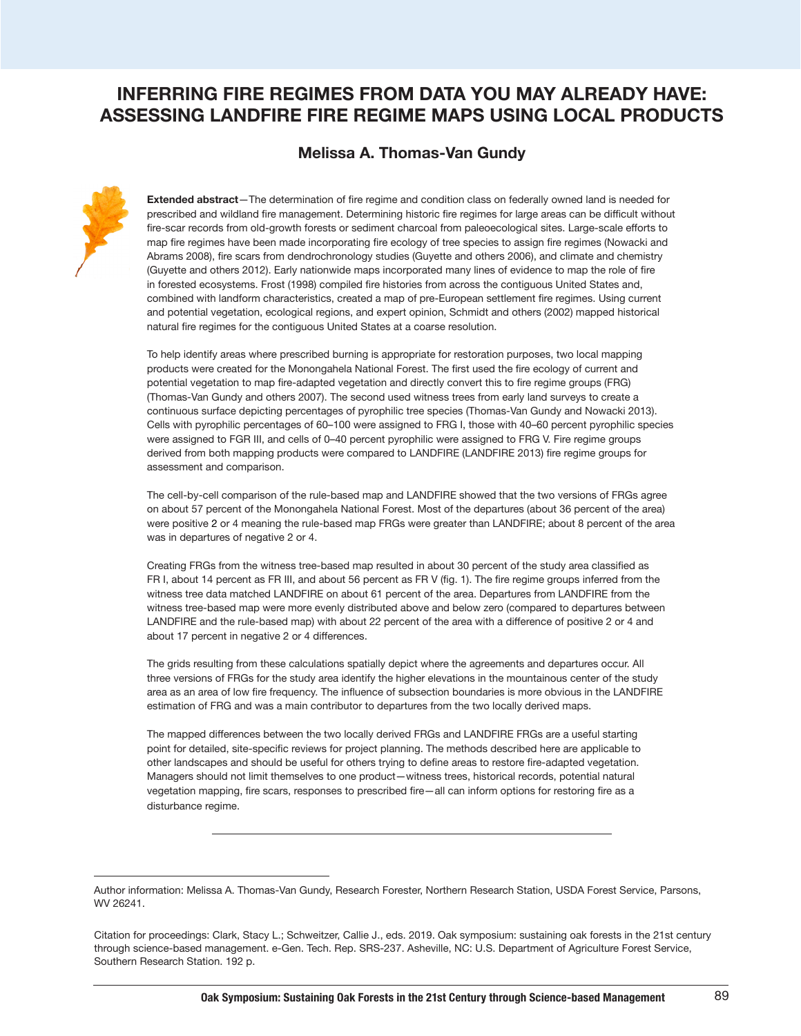# INFERRING FIRE REGIMES FROM DATA YOU MAY ALREADY HAVE: ASSESSING LANDFIRE FIRE REGIME MAPS USING LOCAL PRODUCTS

### Melissa A. Thomas-Van Gundy

**Extended abstract**—The determination of fire regime and condition class on federally owned land is needed for prescribed and wildland fire management. Determining historic fire regimes for large areas can be difficult without fire-scar records from old-growth forests or sediment charcoal from paleoecological sites. Large-scale efforts to map fire regimes have been made incorporating fire ecology of tree species to assign fire regimes (Nowacki and Abrams 2008), fire scars from dendrochronology studies (Guyette and others 2006), and climate and chemistry (Guyette and others 2012). Early nationwide maps incorporated many lines of evidence to map the role of fire in forested ecosystems. Frost (1998) compiled fire histories from across the contiguous United States and, combined with landform characteristics, created a map of pre-European settlement fire regimes. Using current and potential vegetation, ecological regions, and expert opinion, Schmidt and others (2002) mapped historical natural fire regimes for the contiguous United States at a coarse resolution.

To help identify areas where prescribed burning is appropriate for restoration purposes, two local mapping products were created for the Monongahela National Forest. The first used the fire ecology of current and potential vegetation to map fire-adapted vegetation and directly convert this to fire regime groups (FRG) (Thomas-Van Gundy and others 2007). The second used witness trees from early land surveys to create a continuous surface depicting percentages of pyrophilic tree species (Thomas-Van Gundy and Nowacki 2013). Cells with pyrophilic percentages of 60–100 were assigned to FRG I, those with 40–60 percent pyrophilic species were assigned to FGR III, and cells of 0–40 percent pyrophilic were assigned to FRG V. Fire regime groups derived from both mapping products were compared to LANDFIRE (LANDFIRE 2013) fire regime groups for assessment and comparison.

The cell-by-cell comparison of the rule-based map and LANDFIRE showed that the two versions of FRGs agree on about 57 percent of the Monongahela National Forest. Most of the departures (about 36 percent of the area) were positive 2 or 4 meaning the rule-based map FRGs were greater than LANDFIRE; about 8 percent of the area was in departures of negative 2 or 4.

Creating FRGs from the witness tree-based map resulted in about 30 percent of the study area classified as FR I, about 14 percent as FR III, and about 56 percent as FR V (fig. 1). The fire regime groups inferred from the witness tree data matched LANDFIRE on about 61 percent of the area. Departures from LANDFIRE from the witness tree-based map were more evenly distributed above and below zero (compared to departures between LANDFIRE and the rule-based map) with about 22 percent of the area with a difference of positive 2 or 4 and about 17 percent in negative 2 or 4 differences.

The grids resulting from these calculations spatially depict where the agreements and departures occur. All three versions of FRGs for the study area identify the higher elevations in the mountainous center of the study area as an area of low fire frequency. The influence of subsection boundaries is more obvious in the LANDFIRE estimation of FRG and was a main contributor to departures from the two locally derived maps.

The mapped differences between the two locally derived FRGs and LANDFIRE FRGs are a useful starting point for detailed, site-specific reviews for project planning. The methods described here are applicable to other landscapes and should be useful for others trying to define areas to restore fire-adapted vegetation. Managers should not limit themselves to one product—witness trees, historical records, potential natural vegetation mapping, fire scars, responses to prescribed fire—all can inform options for restoring fire as a disturbance regime.

---

Author information: Melissa A. Thomas-Van Gundy, Research Forester, Northern Research Station, USDA Forest Service, Parsons, WV 26241.

Citation for proceedings: Clark, Stacy L.; Schweitzer, Callie J., eds. 2019. Oak symposium: sustaining oak forests in the 21st century through science-based management. e-Gen. Tech. Rep. SRS-237. Asheville, NC: U.S. Department of Agriculture Forest Service, Southern Research Station. 192 p.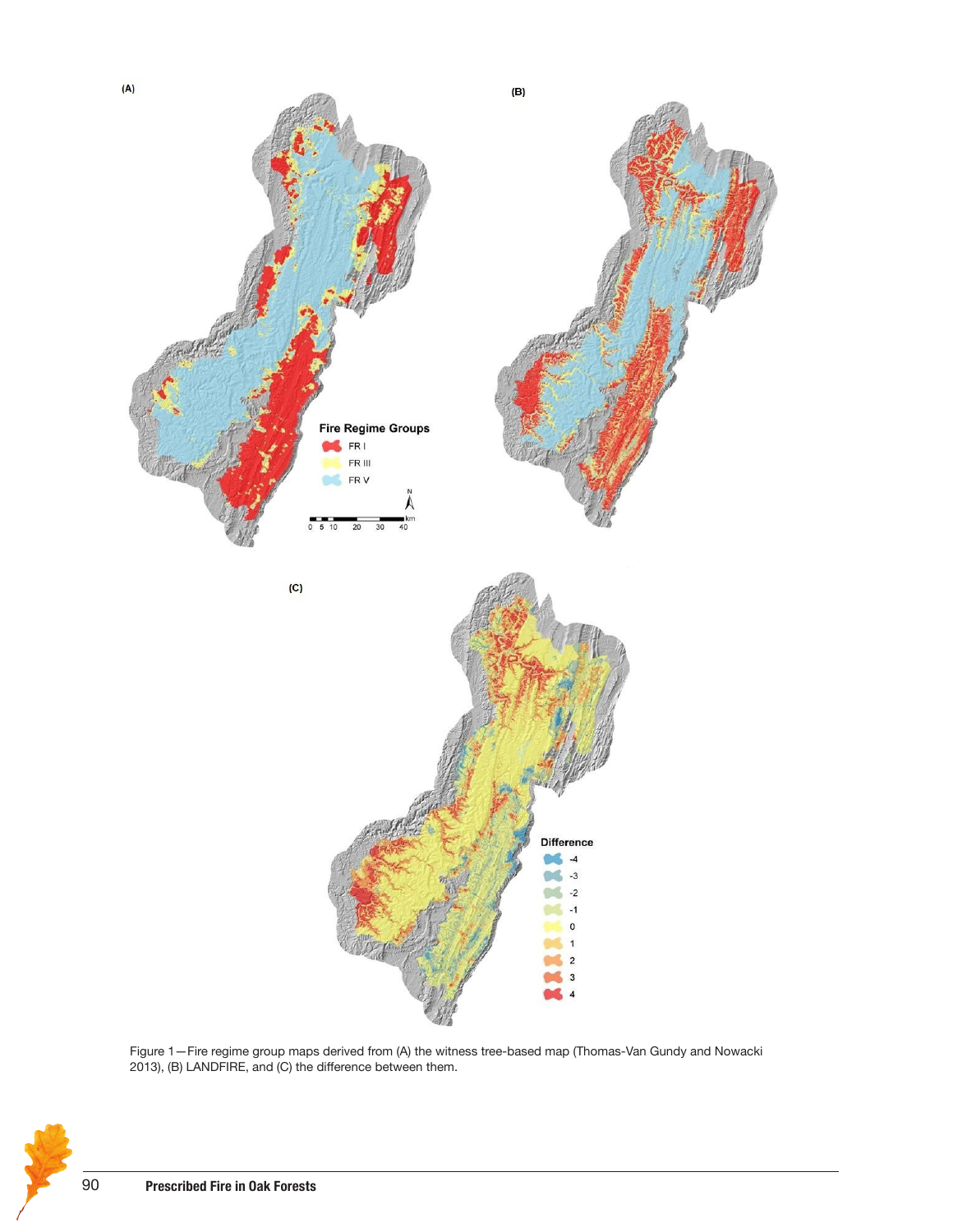Figure 1—Fire regime group maps derived from (A) the witness tree-based map (Thomas-Van Gundy and Nowacki 2013), (B) LANDFIRE, and (C) the difference between them.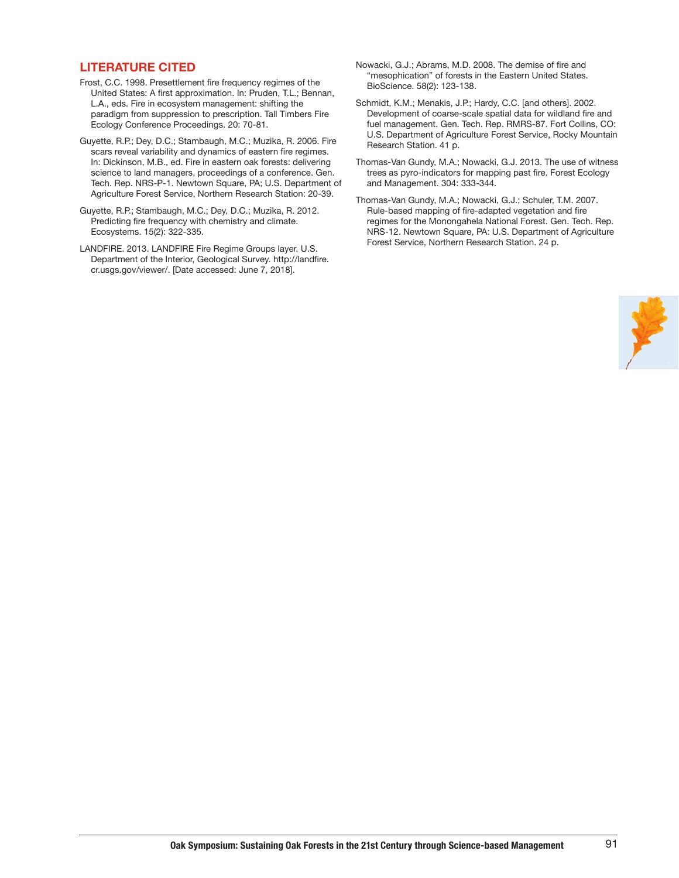## LITERATURE CITED

Frost, C.C. 1998. Presettlement fire frequency regimes of the United States: A first approximation. In: Pruden, T.L.; Bennan, L.A., eds. Fire in ecosystem management: shifting the paradigm from suppression to prescription. Tall Timbers Fire Ecology Conference Proceedings. 20: 70-81.

Guyette, R.P.; Dey, D.C.; Stambaugh, M.C.; Muzika, R. 2006. Fire scars reveal variability and dynamics of eastern fire regimes. In: Dickinson, M.B., ed. Fire in eastern oak forests: delivering science to land managers, proceedings of a conference. Gen. Tech. Rep. NRS-P-1. Newtown Square, PA; U.S. Department of Agriculture Forest Service, Northern Research Station: 20-39.

Guyette, R.P.; Stambaugh, M.C.; Dey, D.C.; Muzika, R. 2012. Predicting fire frequency with chemistry and climate. Ecosystems. 15(2): 322-335.

LANDFIRE. 2013. LANDFIRE Fire Regime Groups layer. U.S. Department of the Interior, Geological Survey. http://landfire.cr.usgs.gov/viewer/. [Date accessed: June 7, 2018].

Nowacki, G.J.; Abrams, M.D. 2008. The demise of fire and "mesophication" of forests in the Eastern United States. BioScience. 58(2): 123-138.

Schmidt, K.M.; Menakis, J.P.; Hardy, C.C. [and others]. 2002. Development of coarse-scale spatial data for wildland fire and fuel management. Gen. Tech. Rep. RMRS-87. Fort Collins, CO: U.S. Department of Agriculture Forest Service, Rocky Mountain Research Station. 41 p.

Thomas-Van Gundy, M.A.; Nowacki, G.J. 2013. The use of witness trees as pyro-indicators for mapping past fire. Forest Ecology and Management. 304: 333-344.

Thomas-Van Gundy, M.A.; Nowacki, G.J.; Schuler, T.M. 2007. Rule-based mapping of fire-adapted vegetation and fire regimes for the Monongahela National Forest. Gen. Tech. Rep. NRS-12. Newtown Square, PA: U.S. Department of Agriculture Forest Service, Northern Research Station. 24 p.